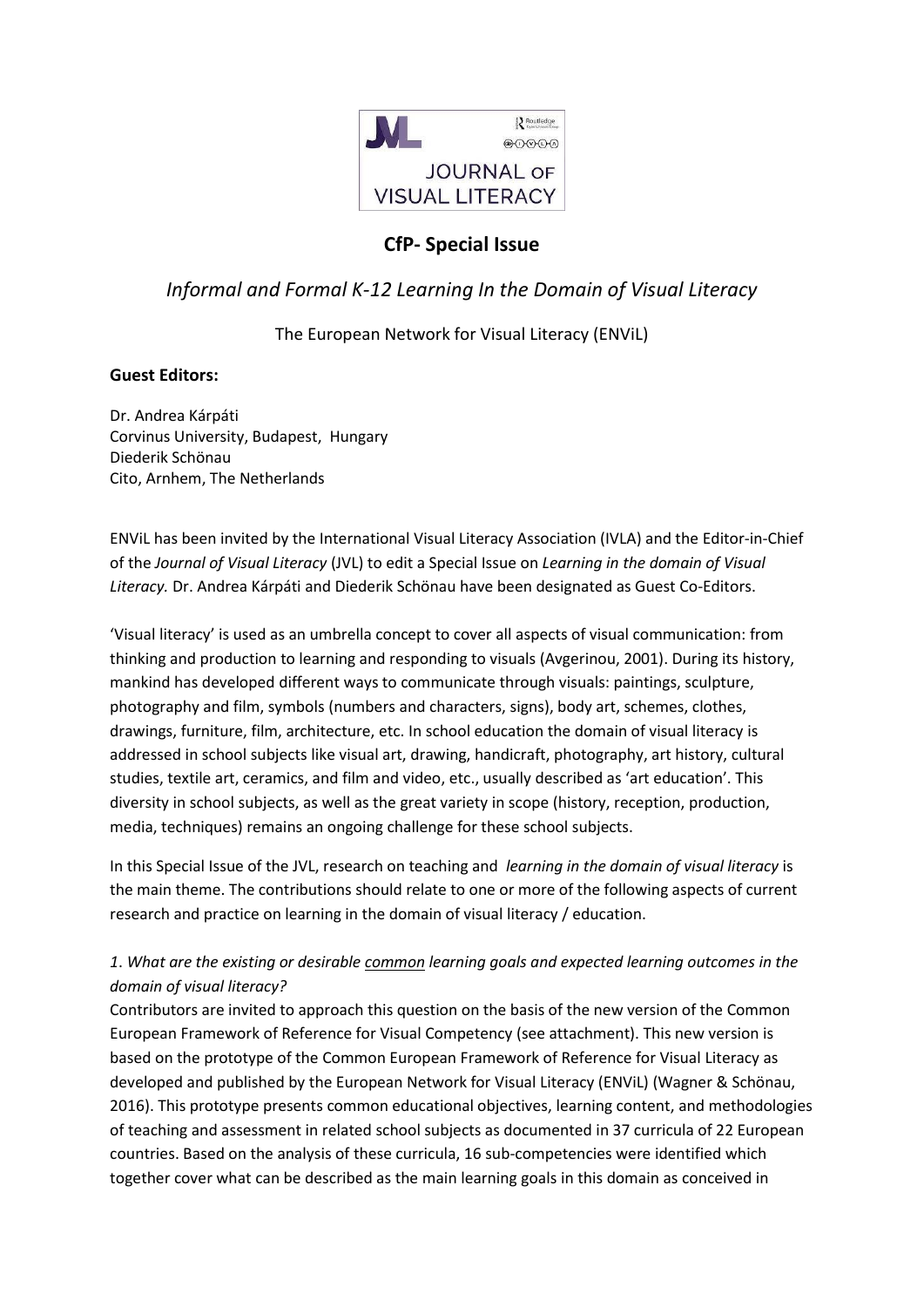# CfP- Special Issue

## *Informal and Formal K-12 Learning In the Domain of Visual Literacy*

The European Network for Visual Literacy (ENViL)

**Guest Editors:**

Dr. Andrea Kárpáti
Corvinus University, Budapest, Hungary
Diederik Schönau
Cito, Arnhem, The Netherlands

ENViL has been invited by the International Visual Literacy Association (IVLA) and the Editor-in-Chief of the *Journal of Visual Literacy* (JVL) to edit a Special Issue on *Learning in the domain of Visual Literacy.* Dr. Andrea Kárpáti and Diederik Schönau have been designated as Guest Co-Editors.

'Visual literacy' is used as an umbrella concept to cover all aspects of visual communication: from thinking and production to learning and responding to visuals (Avgerinou, 2001). During its history, mankind has developed different ways to communicate through visuals: paintings, sculpture, photography and film, symbols (numbers and characters, signs), body art, schemes, clothes, drawings, furniture, film, architecture, etc. In school education the domain of visual literacy is addressed in school subjects like visual art, drawing, handicraft, photography, art history, cultural studies, textile art, ceramics, and film and video, etc., usually described as 'art education'. This diversity in school subjects, as well as the great variety in scope (history, reception, production, media, techniques) remains an ongoing challenge for these school subjects.

In this Special Issue of the JVL, research on teaching and *learning in the domain of visual literacy* is the main theme. The contributions should relate to one or more of the following aspects of current research and practice on learning in the domain of visual literacy / education.

*1. What are the existing or desirable <u>common</u> learning goals and expected learning outcomes in the domain of visual literacy?*

Contributors are invited to approach this question on the basis of the new version of the Common European Framework of Reference for Visual Competency (see attachment). This new version is based on the prototype of the Common European Framework of Reference for Visual Literacy as developed and published by the European Network for Visual Literacy (ENViL) (Wagner & Schönau, 2016). This prototype presents common educational objectives, learning content, and methodologies of teaching and assessment in related school subjects as documented in 37 curricula of 22 European countries. Based on the analysis of these curricula, 16 sub-competencies were identified which together cover what can be described as the main learning goals in this domain as conceived in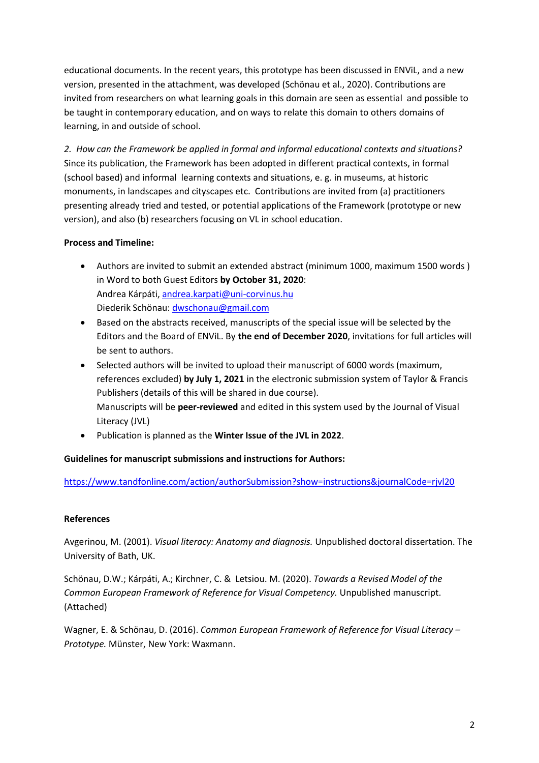educational documents. In the recent years, this prototype has been discussed in ENViL, and a new version, presented in the attachment, was developed (Schönau et al., 2020). Contributions are invited from researchers on what learning goals in this domain are seen as essential and possible to be taught in contemporary education, and on ways to relate this domain to others domains of learning, in and outside of school.

*2. How can the Framework be applied in formal and informal educational contexts and situations?* Since its publication, the Framework has been adopted in different practical contexts, in formal (school based) and informal learning contexts and situations, e. g. in museums, at historic monuments, in landscapes and cityscapes etc. Contributions are invited from (a) practitioners presenting already tried and tested, or potential applications of the Framework (prototype or new version), and also (b) researchers focusing on VL in school education.

**Process and Timeline:**

- Authors are invited to submit an extended abstract (minimum 1000, maximum 1500 words ) in Word to both Guest Editors **by October 31, 2020**:
  Andrea Kárpáti, andrea.karpati@uni-corvinus.hu
  Diederik Schönau: dwschonau@gmail.com
- Based on the abstracts received, manuscripts of the special issue will be selected by the Editors and the Board of ENViL. By **the end of December 2020**, invitations for full articles will be sent to authors.
- Selected authors will be invited to upload their manuscript of 6000 words (maximum, references excluded) **by July 1, 2021** in the electronic submission system of Taylor & Francis Publishers (details of this will be shared in due course).
  Manuscripts will be **peer-reviewed** and edited in this system used by the Journal of Visual Literacy (JVL)
- Publication is planned as the **Winter Issue of the JVL in 2022**.

**Guidelines for manuscript submissions and instructions for Authors:**

https://www.tandfonline.com/action/authorSubmission?show=instructions&journalCode=rjvl20

**References**

Avgerinou, M. (2001). *Visual literacy: Anatomy and diagnosis.* Unpublished doctoral dissertation. The University of Bath, UK.

Schönau, D.W.; Kárpáti, A.; Kirchner, C. & Letsiou. M. (2020). *Towards a Revised Model of the Common European Framework of Reference for Visual Competency.* Unpublished manuscript. (Attached)

Wagner, E. & Schönau, D. (2016). *Common European Framework of Reference for Visual Literacy – Prototype.* Münster, New York: Waxmann.